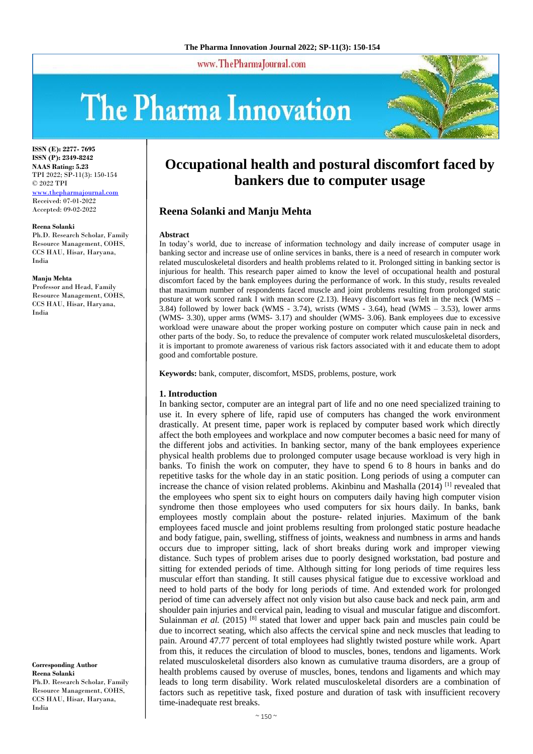# Occupational health and postural discomfort faced by bankers due to computer usage

## Reena Solanki and Manju Mehta

ISSN (E): 2277- 7695
ISSN (P): 2349-8242
NAAS Rating: 5.23
TPI 2022; SP-11(3): 150-154
© 2022 TPI
www.thepharmajournal.com
Received: 07-01-2022
Accepted: 09-02-2022

**Reena Solanki**
Ph.D. Research Scholar, Family Resource Management, COHS, CCS HAU, Hisar, Haryana, India

**Manju Mehta**
Professor and Head, Family Resource Management, COHS, CCS HAU, Hisar, Haryana, India

**Corresponding Author**
**Reena Solanki**
Ph.D. Research Scholar, Family Resource Management, COHS, CCS HAU, Hisar, Haryana, India

**Abstract**

In today's world, due to increase of information technology and daily increase of computer usage in banking sector and increase use of online services in banks, there is a need of research in computer work related musculoskeletal disorders and health problems related to it. Prolonged sitting in banking sector is injurious for health. This research paper aimed to know the level of occupational health and postural discomfort faced by the bank employees during the performance of work. In this study, results revealed that maximum number of respondents faced muscle and joint problems resulting from prolonged static posture at work scored rank I with mean score (2.13). Heavy discomfort was felt in the neck (WMS – 3.84) followed by lower back (WMS - 3.74), wrists (WMS - 3.64), head (WMS – 3.53), lower arms (WMS- 3.30), upper arms (WMS- 3.17) and shoulder (WMS- 3.06). Bank employees due to excessive workload were unaware about the proper working posture on computer which cause pain in neck and other parts of the body. So, to reduce the prevalence of computer work related musculoskeletal disorders, it is important to promote awareness of various risk factors associated with it and educate them to adopt good and comfortable posture.

**Keywords:** bank, computer, discomfort, MSDS, problems, posture, work

### 1. Introduction

In banking sector, computer are an integral part of life and no one need specialized training to use it. In every sphere of life, rapid use of computers has changed the work environment drastically. At present time, paper work is replaced by computer based work which directly affect the both employees and workplace and now computer becomes a basic need for many of the different jobs and activities. In banking sector, many of the bank employees experience physical health problems due to prolonged computer usage because workload is very high in banks. To finish the work on computer, they have to spend 6 to 8 hours in banks and do repetitive tasks for the whole day in an static position. Long periods of using a computer can increase the chance of vision related problems. Akinbinu and Mashalla (2014) [1] revealed that the employees who spent six to eight hours on computers daily having high computer vision syndrome then those employees who used computers for six hours daily. In banks, bank employees mostly complain about the posture- related injuries. Maximum of the bank employees faced muscle and joint problems resulting from prolonged static posture headache and body fatigue, pain, swelling, stiffness of joints, weakness and numbness in arms and hands occurs due to improper sitting, lack of short breaks during work and improper viewing distance. Such types of problem arises due to poorly designed workstation, bad posture and sitting for extended periods of time. Although sitting for long periods of time requires less muscular effort than standing. It still causes physical fatigue due to excessive workload and need to hold parts of the body for long periods of time. And extended work for prolonged period of time can adversely affect not only vision but also cause back and neck pain, arm and shoulder pain injuries and cervical pain, leading to visual and muscular fatigue and discomfort. Sulainman *et al.* (2015) [8] stated that lower and upper back pain and muscles pain could be due to incorrect seating, which also affects the cervical spine and neck muscles that leading to pain. Around 47.77 percent of total employees had slightly twisted posture while work. Apart from this, it reduces the circulation of blood to muscles, bones, tendons and ligaments. Work related musculoskeletal disorders also known as cumulative trauma disorders, are a group of health problems caused by overuse of muscles, bones, tendons and ligaments and which may leads to long term disability. Work related musculoskeletal disorders are a combination of factors such as repetitive task, fixed posture and duration of task with insufficient recovery time-inadequate rest breaks.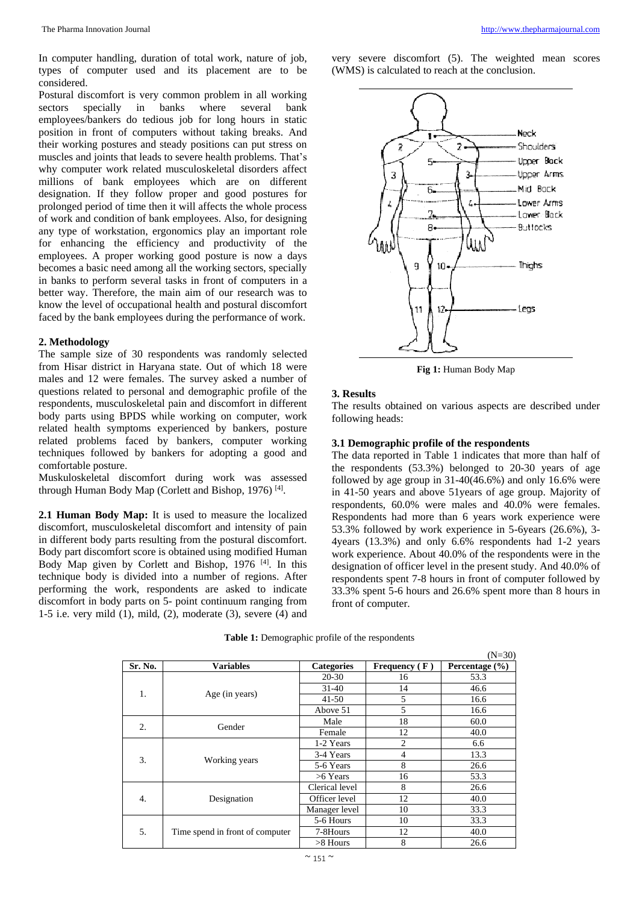In computer handling, duration of total work, nature of job, types of computer used and its placement are to be considered.

Postural discomfort is very common problem in all working sectors specially in banks where several bank employees/bankers do tedious job for long hours in static position in front of computers without taking breaks. And their working postures and steady positions can put stress on muscles and joints that leads to severe health problems. That's why computer work related musculoskeletal disorders affect millions of bank employees which are on different designation. If they follow proper and good postures for prolonged period of time then it will affects the whole process of work and condition of bank employees. Also, for designing any type of workstation, ergonomics play an important role for enhancing the efficiency and productivity of the employees. A proper working good posture is now a days becomes a basic need among all the working sectors, specially in banks to perform several tasks in front of computers in a better way. Therefore, the main aim of our research was to know the level of occupational health and postural discomfort faced by the bank employees during the performance of work.

## 2. Methodology

The sample size of 30 respondents was randomly selected from Hisar district in Haryana state. Out of which 18 were males and 12 were females. The survey asked a number of questions related to personal and demographic profile of the respondents, musculoskeletal pain and discomfort in different body parts using BPDS while working on computer, work related health symptoms experienced by bankers, posture related problems faced by bankers, computer working techniques followed by bankers for adopting a good and comfortable posture.

Muskuloskeletal discomfort during work was assessed through Human Body Map (Corlett and Bishop, 1976) [4].

**2.1 Human Body Map:** It is used to measure the localized discomfort, musculoskeletal discomfort and intensity of pain in different body parts resulting from the postural discomfort. Body part discomfort score is obtained using modified Human Body Map given by Corlett and Bishop, 1976 [4]. In this technique body is divided into a number of regions. After performing the work, respondents are asked to indicate discomfort in body parts on 5- point continuum ranging from 1-5 i.e. very mild (1), mild, (2), moderate (3), severe (4) and very severe discomfort (5). The weighted mean scores (WMS) is calculated to reach at the conclusion.

**Fig 1:** Human Body Map

## 3. Results

The results obtained on various aspects are described under following heads:

### 3.1 Demographic profile of the respondents

The data reported in Table 1 indicates that more than half of the respondents (53.3%) belonged to 20-30 years of age followed by age group in 31-40(46.6%) and only 16.6% were in 41-50 years and above 51years of age group. Majority of respondents, 60.0% were males and 40.0% were females. Respondents had more than 6 years work experience were 53.3% followed by work experience in 5-6years (26.6%), 3-4years (13.3%) and only 6.6% respondents had 1-2 years work experience. About 40.0% of the respondents were in the designation of officer level in the present study. And 40.0% of respondents spent 7-8 hours in front of computer followed by 33.3% spent 5-6 hours and 26.6% spent more than 8 hours in front of computer.

**Table 1:** Demographic profile of the respondents

(N=30)

| Sr. No. | Variables | Categories | Frequency ( F ) | Percentage (%) |
|---|---|---|---|---|
| 1. | Age (in years) | 20-30 | 16 | 53.3 |
| | | 31-40 | 14 | 46.6 |
| | | 41-50 | 5 | 16.6 |
| | | Above 51 | 5 | 16.6 |
| 2. | Gender | Male | 18 | 60.0 |
| | | Female | 12 | 40.0 |
| 3. | Working years | 1-2 Years | 2 | 6.6 |
| | | 3-4 Years | 4 | 13.3 |
| | | 5-6 Years | 8 | 26.6 |
| | | >6 Years | 16 | 53.3 |
| 4. | Designation | Clerical level | 8 | 26.6 |
| | | Officer level | 12 | 40.0 |
| | | Manager level | 10 | 33.3 |
| 5. | Time spend in front of computer | 5-6 Hours | 10 | 33.3 |
| | | 7-8Hours | 12 | 40.0 |
| | | >8 Hours | 8 | 26.6 |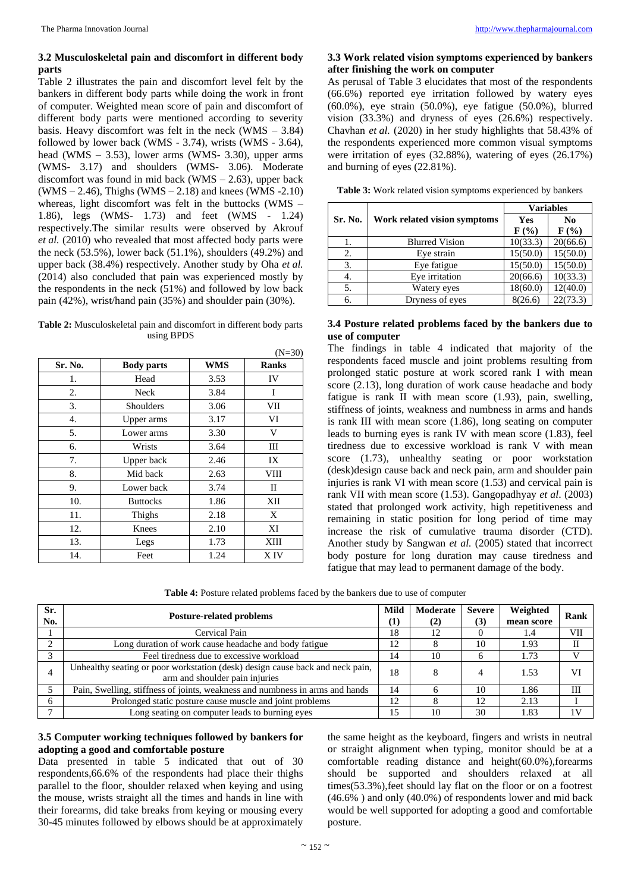### 3.2 Musculoskeletal pain and discomfort in different body parts

Table 2 illustrates the pain and discomfort level felt by the bankers in different body parts while doing the work in front of computer. Weighted mean score of pain and discomfort of different body parts were mentioned according to severity basis. Heavy discomfort was felt in the neck (WMS – 3.84) followed by lower back (WMS - 3.74), wrists (WMS - 3.64), head (WMS – 3.53), lower arms (WMS- 3.30), upper arms (WMS- 3.17) and shoulders (WMS- 3.06). Moderate discomfort was found in mid back (WMS – 2.63), upper back (WMS – 2.46), Thighs (WMS – 2.18) and knees (WMS -2.10) whereas, light discomfort was felt in the buttocks (WMS – 1.86), legs (WMS- 1.73) and feet (WMS - 1.24) respectively.The similar results were observed by Akrouf *et al.* (2010) who revealed that most affected body parts were the neck (53.5%), lower back (51.1%), shoulders (49.2%) and upper back (38.4%) respectively. Another study by Oha *et al.* (2014) also concluded that pain was experienced mostly by the respondents in the neck (51%) and followed by low back pain (42%), wrist/hand pain (35%) and shoulder pain (30%).

**Table 2:** Musculoskeletal pain and discomfort in different body parts using BPDS

(N=30)

| Sr. No. | Body parts | WMS | Ranks |
|---|---|---|---|
| 1. | Head | 3.53 | IV |
| 2. | Neck | 3.84 | I |
| 3. | Shoulders | 3.06 | VII |
| 4. | Upper arms | 3.17 | VI |
| 5. | Lower arms | 3.30 | V |
| 6. | Wrists | 3.64 | III |
| 7. | Upper back | 2.46 | IX |
| 8. | Mid back | 2.63 | VIII |
| 9. | Lower back | 3.74 | II |
| 10. | Buttocks | 1.86 | XII |
| 11. | Thighs | 2.18 | X |
| 12. | Knees | 2.10 | XI |
| 13. | Legs | 1.73 | XIII |
| 14. | Feet | 1.24 | X IV |

### 3.3 Work related vision symptoms experienced by bankers after finishing the work on computer

As perusal of Table 3 elucidates that most of the respondents (66.6%) reported eye irritation followed by watery eyes (60.0%), eye strain (50.0%), eye fatigue (50.0%), blurred vision (33.3%) and dryness of eyes (26.6%) respectively. Chavhan *et al.* (2020) in her study highlights that 58.43% of the respondents experienced more common visual symptoms were irritation of eyes (32.88%), watering of eyes (26.17%) and burning of eyes (22.81%).

**Table 3:** Work related vision symptoms experienced by bankers

| Sr. No. | Work related vision symptoms | Variables | |
|---|---|---|---|
| | | Yes F (%) | No F (%) |
| 1. | Blurred Vision | 10(33.3) | 20(66.6) |
| 2. | Eye strain | 15(50.0) | 15(50.0) |
| 3. | Eye fatigue | 15(50.0) | 15(50.0) |
| 4. | Eye irritation | 20(66.6) | 10(33.3) |
| 5. | Watery eyes | 18(60.0) | 12(40.0) |
| 6. | Dryness of eyes | 8(26.6) | 22(73.3) |

### 3.4 Posture related problems faced by the bankers due to use of computer

The findings in table 4 indicated that majority of the respondents faced muscle and joint problems resulting from prolonged static posture at work scored rank I with mean score (2.13), long duration of work cause headache and body fatigue is rank II with mean score (1.93), pain, swelling, stiffness of joints, weakness and numbness in arms and hands is rank III with mean score (1.86), long seating on computer leads to burning eyes is rank IV with mean score (1.83), feel tiredness due to excessive workload is rank V with mean score (1.73), unhealthy seating or poor workstation (desk)design cause back and neck pain, arm and shoulder pain injuries is rank VI with mean score (1.53) and cervical pain is rank VII with mean score (1.53). Gangopadhyay *et al*. (2003) stated that prolonged work activity, high repetitiveness and remaining in static position for long period of time may increase the risk of cumulative trauma disorder (CTD). Another study by Sangwan *et al.* (2005) stated that incorrect body posture for long duration may cause tiredness and fatigue that may lead to permanent damage of the body.

**Table 4:** Posture related problems faced by the bankers due to use of computer

| Sr. No. | Posture-related problems | Mild (1) | Moderate (2) | Severe (3) | Weighted mean score | Rank |
|---|---|---|---|---|---|---|
| 1 | Cervical Pain | 18 | 12 | 0 | 1.4 | VII |
| 2 | Long duration of work cause headache and body fatigue | 12 | 8 | 10 | 1.93 | II |
| 3 | Feel tiredness due to excessive workload | 14 | 10 | 6 | 1.73 | V |
| 4 | Unhealthy seating or poor workstation (desk) design cause back and neck pain, arm and shoulder pain injuries | 18 | 8 | 4 | 1.53 | VI |
| 5 | Pain, Swelling, stiffness of joints, weakness and numbness in arms and hands | 14 | 6 | 10 | 1.86 | III |
| 6 | Prolonged static posture cause muscle and joint problems | 12 | 8 | 12 | 2.13 | I |
| 7 | Long seating on computer leads to burning eyes | 15 | 10 | 30 | 1.83 | 1V |

### 3.5 Computer working techniques followed by bankers for adopting a good and comfortable posture

Data presented in table 5 indicated that out of 30 respondents,66.6% of the respondents had place their thighs parallel to the floor, shoulder relaxed when keying and using the mouse, wrists straight all the times and hands in line with their forearms, did take breaks from keying or mousing every 30-45 minutes followed by elbows should be at approximately the same height as the keyboard, fingers and wrists in neutral or straight alignment when typing, monitor should be at a comfortable reading distance and height(60.0%),forearms should be supported and shoulders relaxed at all times(53.3%),feet should lay flat on the floor or on a footrest (46.6% ) and only (40.0%) of respondents lower and mid back would be well supported for adopting a good and comfortable posture.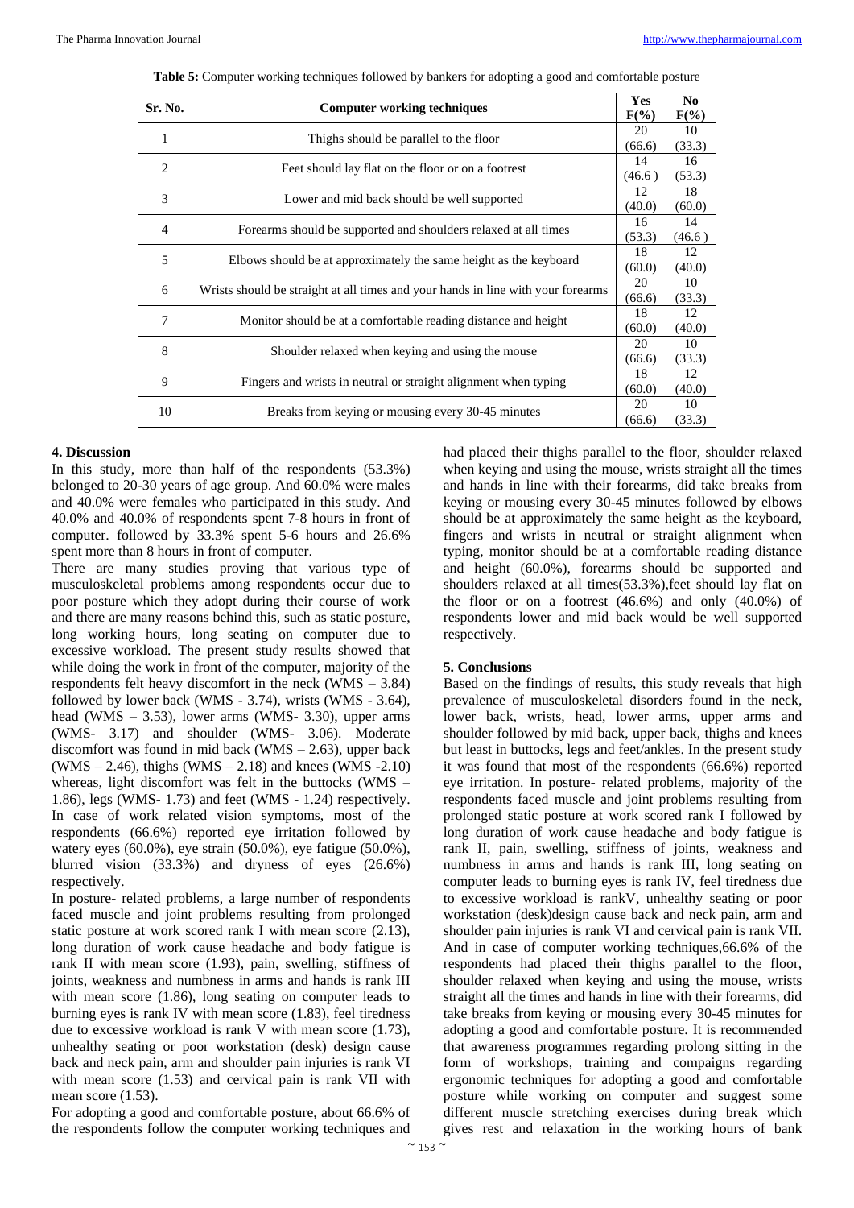**Table 5:** Computer working techniques followed by bankers for adopting a good and comfortable posture

| Sr. No. | Computer working techniques | Yes F(%) | No F(%) |
|---|---|---|---|
| 1 | Thighs should be parallel to the floor | 20 (66.6) | 10 (33.3) |
| 2 | Feet should lay flat on the floor or on a footrest | 14 (46.6 ) | 16 (53.3) |
| 3 | Lower and mid back should be well supported | 12 (40.0) | 18 (60.0) |
| 4 | Forearms should be supported and shoulders relaxed at all times | 16 (53.3) | 14 (46.6 ) |
| 5 | Elbows should be at approximately the same height as the keyboard | 18 (60.0) | 12 (40.0) |
| 6 | Wrists should be straight at all times and your hands in line with your forearms | 20 (66.6) | 10 (33.3) |
| 7 | Monitor should be at a comfortable reading distance and height | 18 (60.0) | 12 (40.0) |
| 8 | Shoulder relaxed when keying and using the mouse | 20 (66.6) | 10 (33.3) |
| 9 | Fingers and wrists in neutral or straight alignment when typing | 18 (60.0) | 12 (40.0) |
| 10 | Breaks from keying or mousing every 30-45 minutes | 20 (66.6) | 10 (33.3) |

## 4. Discussion

In this study, more than half of the respondents (53.3%) belonged to 20-30 years of age group. And 60.0% were males and 40.0% were females who participated in this study. And 40.0% and 40.0% of respondents spent 7-8 hours in front of computer. followed by 33.3% spent 5-6 hours and 26.6% spent more than 8 hours in front of computer.

There are many studies proving that various type of musculoskeletal problems among respondents occur due to poor posture which they adopt during their course of work and there are many reasons behind this, such as static posture, long working hours, long seating on computer due to excessive workload. The present study results showed that while doing the work in front of the computer, majority of the respondents felt heavy discomfort in the neck (WMS – 3.84) followed by lower back (WMS - 3.74), wrists (WMS - 3.64), head (WMS – 3.53), lower arms (WMS- 3.30), upper arms (WMS- 3.17) and shoulder (WMS- 3.06). Moderate discomfort was found in mid back (WMS – 2.63), upper back (WMS – 2.46), thighs (WMS – 2.18) and knees (WMS -2.10) whereas, light discomfort was felt in the buttocks (WMS – 1.86), legs (WMS- 1.73) and feet (WMS - 1.24) respectively. In case of work related vision symptoms, most of the respondents (66.6%) reported eye irritation followed by watery eyes (60.0%), eye strain (50.0%), eye fatigue (50.0%), blurred vision (33.3%) and dryness of eyes (26.6%) respectively.

In posture- related problems, a large number of respondents faced muscle and joint problems resulting from prolonged static posture at work scored rank I with mean score (2.13), long duration of work cause headache and body fatigue is rank II with mean score (1.93), pain, swelling, stiffness of joints, weakness and numbness in arms and hands is rank III with mean score (1.86), long seating on computer leads to burning eyes is rank IV with mean score (1.83), feel tiredness due to excessive workload is rank V with mean score (1.73), unhealthy seating or poor workstation (desk) design cause back and neck pain, arm and shoulder pain injuries is rank VI with mean score (1.53) and cervical pain is rank VII with mean score (1.53).

For adopting a good and comfortable posture, about 66.6% of the respondents follow the computer working techniques and had placed their thighs parallel to the floor, shoulder relaxed when keying and using the mouse, wrists straight all the times and hands in line with their forearms, did take breaks from keying or mousing every 30-45 minutes followed by elbows should be at approximately the same height as the keyboard, fingers and wrists in neutral or straight alignment when typing, monitor should be at a comfortable reading distance and height (60.0%), forearms should be supported and shoulders relaxed at all times(53.3%),feet should lay flat on the floor or on a footrest (46.6%) and only (40.0%) of respondents lower and mid back would be well supported respectively.

## 5. Conclusions

Based on the findings of results, this study reveals that high prevalence of musculoskeletal disorders found in the neck, lower back, wrists, head, lower arms, upper arms and shoulder followed by mid back, upper back, thighs and knees but least in buttocks, legs and feet/ankles. In the present study it was found that most of the respondents (66.6%) reported eye irritation. In posture- related problems, majority of the respondents faced muscle and joint problems resulting from prolonged static posture at work scored rank I followed by long duration of work cause headache and body fatigue is rank II, pain, swelling, stiffness of joints, weakness and numbness in arms and hands is rank III, long seating on computer leads to burning eyes is rank IV, feel tiredness due to excessive workload is rankV, unhealthy seating or poor workstation (desk)design cause back and neck pain, arm and shoulder pain injuries is rank VI and cervical pain is rank VII. And in case of computer working techniques,66.6% of the respondents had placed their thighs parallel to the floor, shoulder relaxed when keying and using the mouse, wrists straight all the times and hands in line with their forearms, did take breaks from keying or mousing every 30-45 minutes for adopting a good and comfortable posture. It is recommended that awareness programmes regarding prolong sitting in the form of workshops, training and compaigns regarding ergonomic techniques for adopting a good and comfortable posture while working on computer and suggest some different muscle stretching exercises during break which gives rest and relaxation in the working hours of bank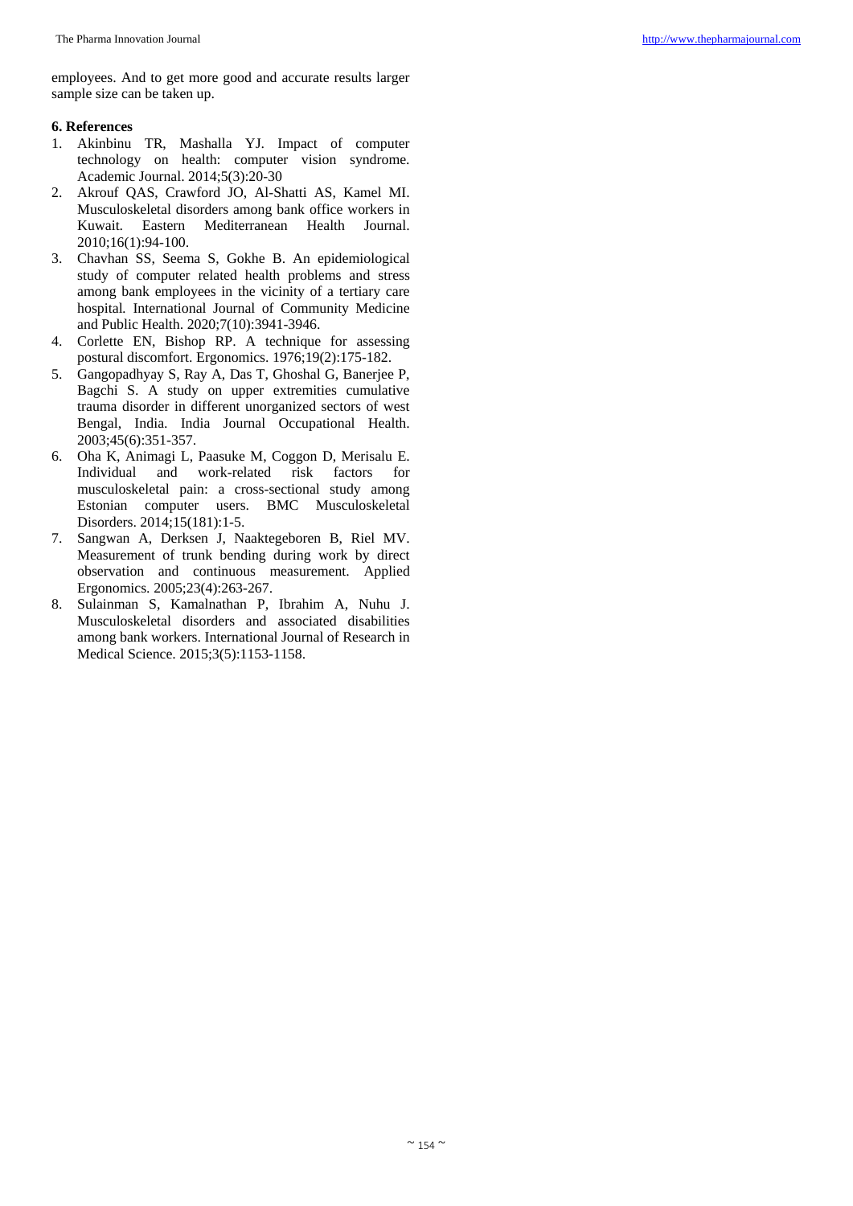employees. And to get more good and accurate results larger sample size can be taken up.

## 6. References

1. Akinbinu TR, Mashalla YJ. Impact of computer technology on health: computer vision syndrome. Academic Journal. 2014;5(3):20-30
2. Akrouf QAS, Crawford JO, Al-Shatti AS, Kamel MI. Musculoskeletal disorders among bank office workers in Kuwait. Eastern Mediterranean Health Journal. 2010;16(1):94-100.
3. Chavhan SS, Seema S, Gokhe B. An epidemiological study of computer related health problems and stress among bank employees in the vicinity of a tertiary care hospital. International Journal of Community Medicine and Public Health. 2020;7(10):3941-3946.
4. Corlette EN, Bishop RP. A technique for assessing postural discomfort. Ergonomics. 1976;19(2):175-182.
5. Gangopadhyay S, Ray A, Das T, Ghoshal G, Banerjee P, Bagchi S. A study on upper extremities cumulative trauma disorder in different unorganized sectors of west Bengal, India. India Journal Occupational Health. 2003;45(6):351-357.
6. Oha K, Animagi L, Paasuke M, Coggon D, Merisalu E. Individual and work-related risk factors for musculoskeletal pain: a cross-sectional study among Estonian computer users. BMC Musculoskeletal Disorders. 2014;15(181):1-5.
7. Sangwan A, Derksen J, Naaktegeboren B, Riel MV. Measurement of trunk bending during work by direct observation and continuous measurement. Applied Ergonomics. 2005;23(4):263-267.
8. Sulainman S, Kamalnathan P, Ibrahim A, Nuhu J. Musculoskeletal disorders and associated disabilities among bank workers. International Journal of Research in Medical Science. 2015;3(5):1153-1158.